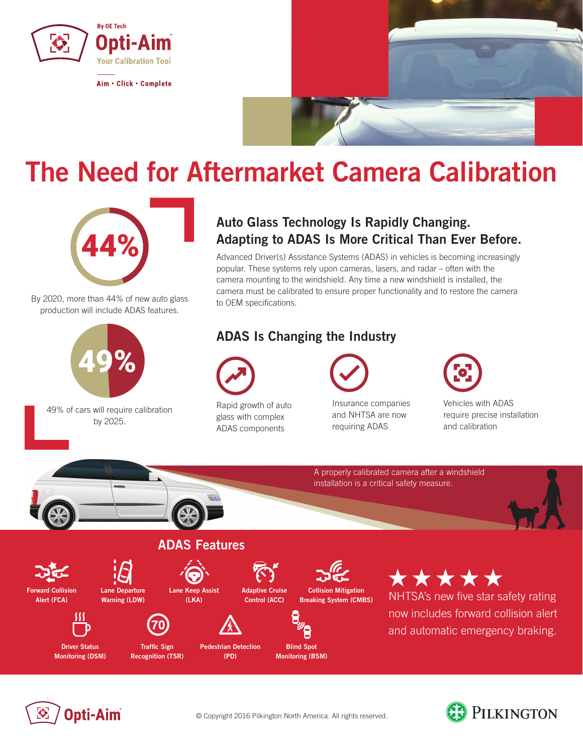By OE Tech

**Opti-Aim™**

Your Calibration Tool

Aim • Click • Complete

# The Need for Aftermarket Camera Calibration

**44%**

By 2020, more than 44% of new auto glass production will include ADAS features.

**49%**

49% of cars will require calibration by 2025.

## Auto Glass Technology Is Rapidly Changing. Adapting to ADAS Is More Critical Than Ever Before.

Advanced Driver(s) Assistance Systems (ADAS) in vehicles is becoming increasingly popular. These systems rely upon cameras, lasers, and radar – often with the camera mounting to the windshield. Any time a new windshield is installed, the camera must be calibrated to ensure proper functionality and to restore the camera to OEM specifications.

## ADAS Is Changing the Industry

- Rapid growth of auto glass with complex ADAS components
- Insurance companies and NHTSA are now requiring ADAS
- Vehicles with ADAS require precise installation and calibration

A properly calibrated camera after a windshield installation is a critical safety measure.

## ADAS Features

- Forward Collision Alert (FCA)
- Lane Departure Warning (LDW)
- Lane Keep Assist (LKA)
- Adaptive Cruise Control (ACC)
- Collision Mitigation Breaking System (CMBS)
- Driver Status Monitoring (DSM)
- Traffic Sign Recognition (TSR)
- Pedestrian Detection (PD)
- Blind Spot Monitoring (BSM)

★★★★★

NHTSA's new five star safety rating now includes forward collision alert and automatic emergency braking.

Opti-Aim™

© Copyright 2016 Pilkington North America. All rights reserved.

PILKINGTON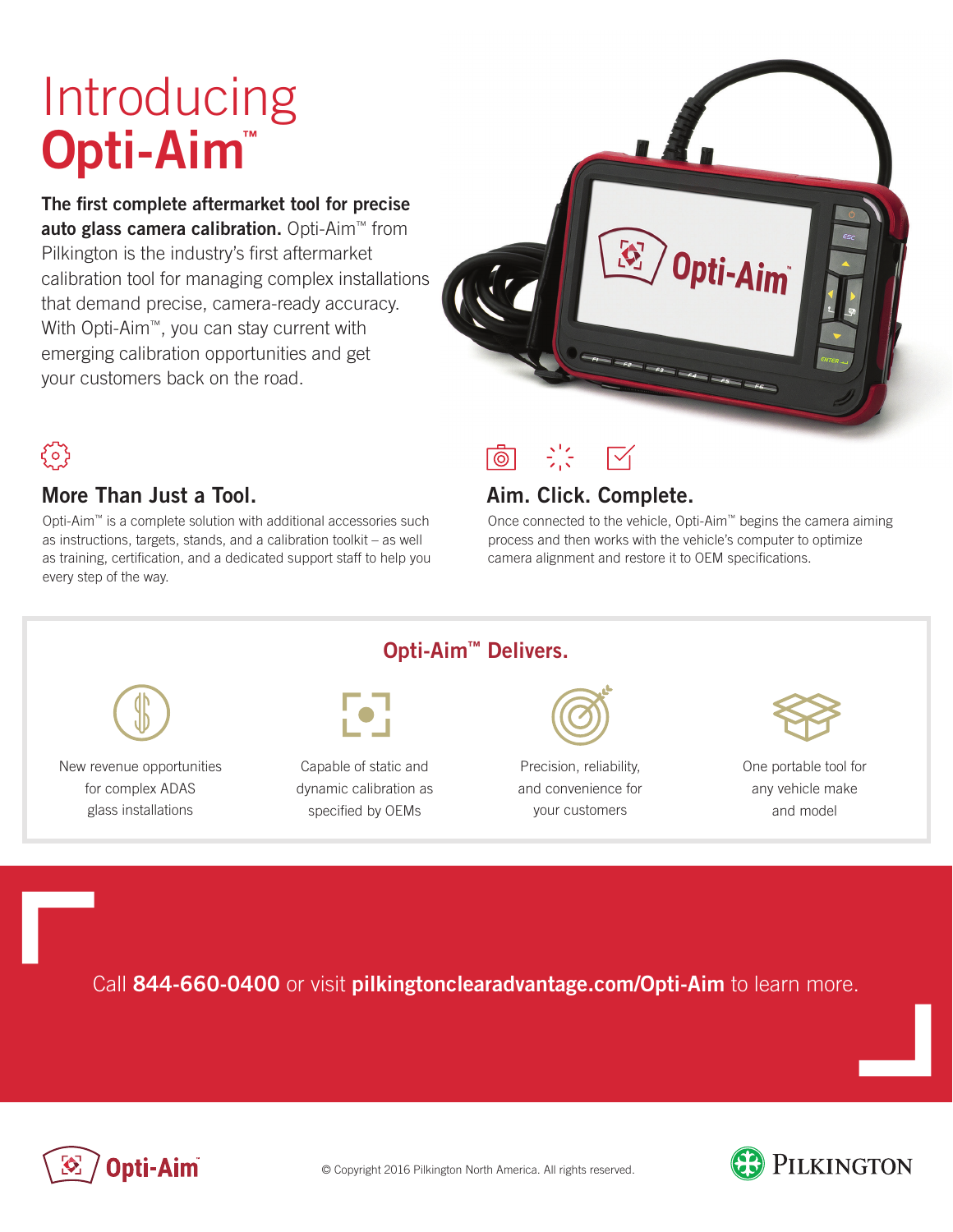# Introducing **Opti-Aim™**

**The first complete aftermarket tool for precise auto glass camera calibration.** Opti-Aim™ from Pilkington is the industry's first aftermarket calibration tool for managing complex installations that demand precise, camera-ready accuracy. With Opti-Aim™, you can stay current with emerging calibration opportunities and get your customers back on the road.

## More Than Just a Tool.

Opti-Aim™ is a complete solution with additional accessories such as instructions, targets, stands, and a calibration toolkit – as well as training, certification, and a dedicated support staff to help you every step of the way.

## Aim. Click. Complete.

Once connected to the vehicle, Opti-Aim™ begins the camera aiming process and then works with the vehicle's computer to optimize camera alignment and restore it to OEM specifications.

## Opti-Aim™ Delivers.

- New revenue opportunities for complex ADAS glass installations
- Capable of static and dynamic calibration as specified by OEMs
- Precision, reliability, and convenience for your customers
- One portable tool for any vehicle make and model

Call **844-660-0400** or visit **pilkingtonclearadvantage.com/Opti-Aim** to learn more.

© Copyright 2016 Pilkington North America. All rights reserved.